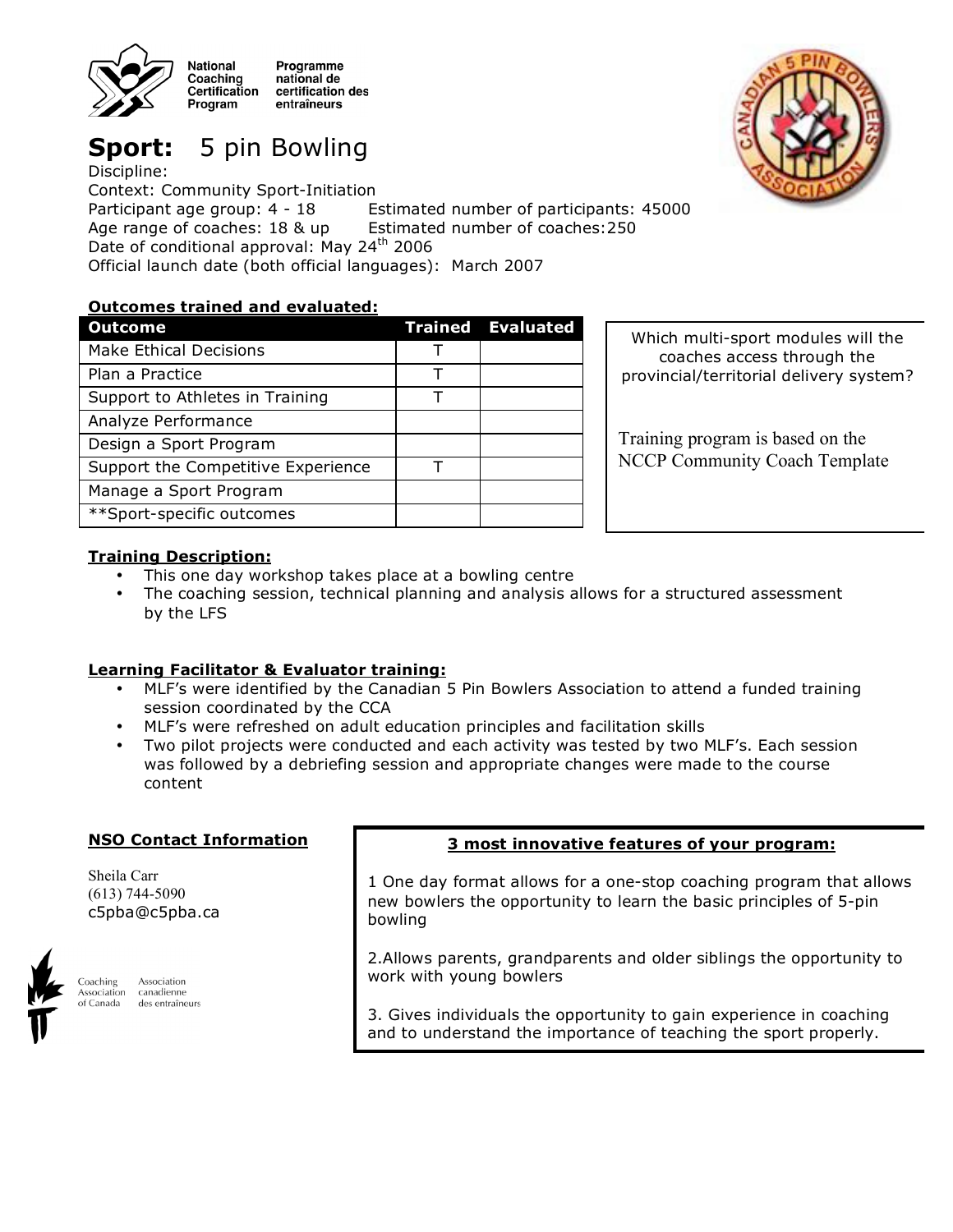National Coaching Certification Program / Programme national de certification des entraîneurs

# Sport: 5 pin Bowling

Discipline:
Context: Community Sport-Initiation
Participant age group: 4 - 18  Estimated number of participants: 45000
Age range of coaches: 18 & up  Estimated number of coaches: 250
Date of conditional approval: May 24th 2006
Official launch date (both official languages): March 2007

**Outcomes trained and evaluated:**

| Outcome | Trained | Evaluated |
|---|---|---|
| Make Ethical Decisions | T | |
| Plan a Practice | T | |
| Support to Athletes in Training | T | |
| Analyze Performance | | |
| Design a Sport Program | | |
| Support the Competitive Experience | T | |
| Manage a Sport Program | | |
| **Sport-specific outcomes | | |

Which multi-sport modules will the coaches access through the provincial/territorial delivery system?

Training program is based on the NCCP Community Coach Template

**Training Description:**

- This one day workshop takes place at a bowling centre
- The coaching session, technical planning and analysis allows for a structured assessment by the LFS

**Learning Facilitator & Evaluator training:**

- MLF's were identified by the Canadian 5 Pin Bowlers Association to attend a funded training session coordinated by the CCA
- MLF's were refreshed on adult education principles and facilitation skills
- Two pilot projects were conducted and each activity was tested by two MLF's. Each session was followed by a debriefing session and appropriate changes were made to the course content

**NSO Contact Information**

Sheila Carr
(613) 744-5090
c5pba@c5pba.ca

Coaching Association of Canada / Association canadienne des entraîneurs

**3 most innovative features of your program:**

1 One day format allows for a one-stop coaching program that allows new bowlers the opportunity to learn the basic principles of 5-pin bowling

2.Allows parents, grandparents and older siblings the opportunity to work with young bowlers

3. Gives individuals the opportunity to gain experience in coaching and to understand the importance of teaching the sport properly.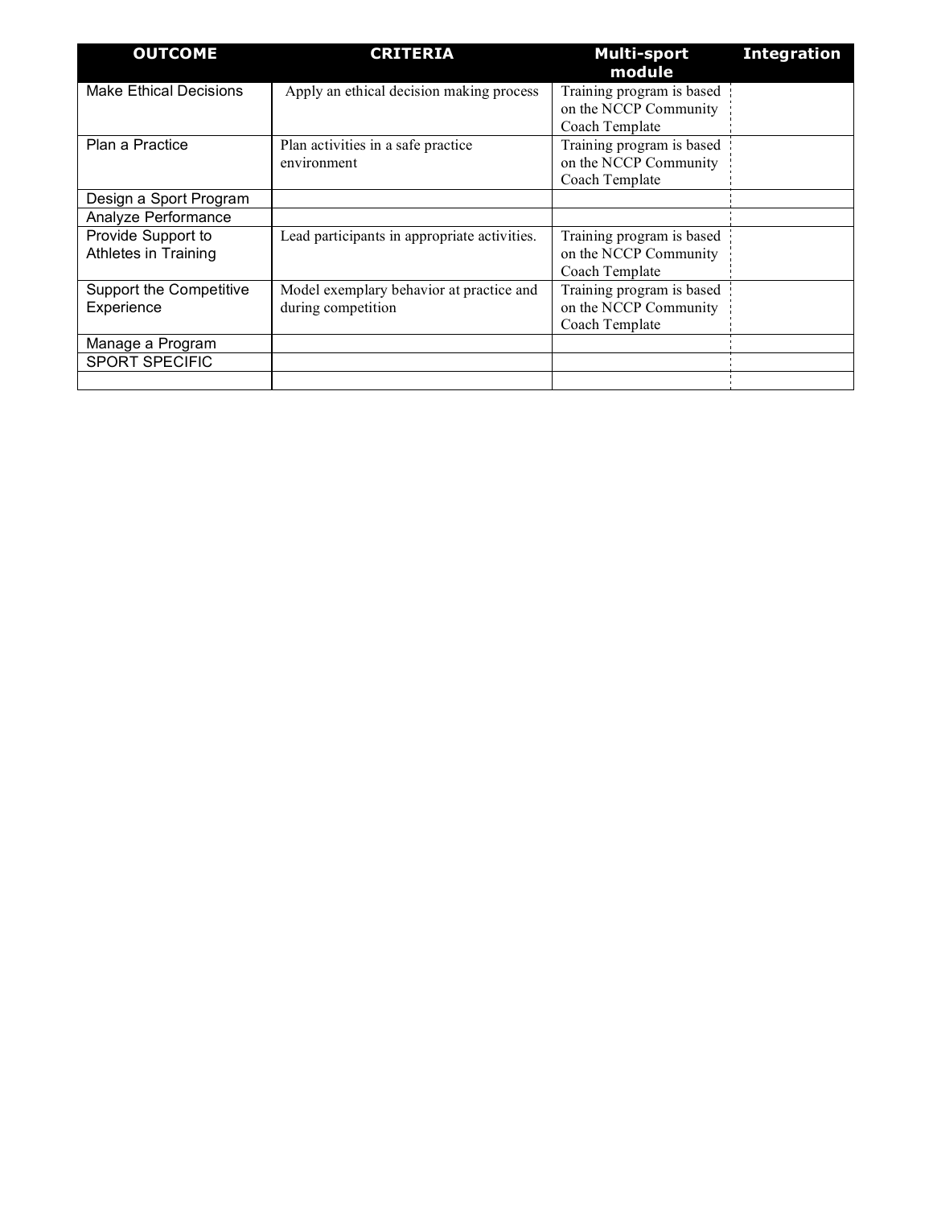| OUTCOME | CRITERIA | Multi-sport module | Integration |
|---|---|---|---|
| Make Ethical Decisions | Apply an ethical decision making process | Training program is based on the NCCP Community Coach Template | |
| Plan a Practice | Plan activities in a safe practice environment | Training program is based on the NCCP Community Coach Template | |
| Design a Sport Program | | | |
| Analyze Performance | | | |
| Provide Support to Athletes in Training | Lead participants in appropriate activities. | Training program is based on the NCCP Community Coach Template | |
| Support the Competitive Experience | Model exemplary behavior at practice and during competition | Training program is based on the NCCP Community Coach Template | |
| Manage a Program | | | |
| SPORT SPECIFIC | | | |
| | | | |